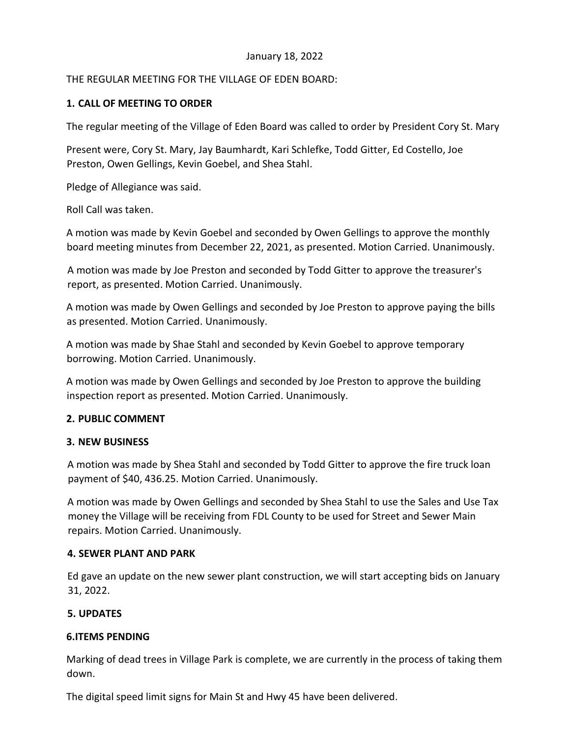January 18, 2022

THE REGULAR MEETING FOR THE VILLAGE OF EDEN BOARD:

**1. CALL OF MEETING TO ORDER**

The regular meeting of the Village of Eden Board was called to order by President Cory St. Mary

Present were, Cory St. Mary, Jay Baumhardt, Kari Schlefke, Todd Gitter, Ed Costello, Joe Preston, Owen Gellings, Kevin Goebel, and Shea Stahl.

Pledge of Allegiance was said.

Roll Call was taken.

A motion was made by Kevin Goebel and seconded by Owen Gellings to approve the monthly board meeting minutes from December 22, 2021, as presented. Motion Carried. Unanimously.

A motion was made by Joe Preston and seconded by Todd Gitter to approve the treasurer's report, as presented. Motion Carried. Unanimously.

A motion was made by Owen Gellings and seconded by Joe Preston to approve paying the bills as presented. Motion Carried. Unanimously.

A motion was made by Shae Stahl and seconded by Kevin Goebel to approve temporary borrowing. Motion Carried. Unanimously.

A motion was made by Owen Gellings and seconded by Joe Preston to approve the building inspection report as presented. Motion Carried. Unanimously.

**2. PUBLIC COMMENT**

**3. NEW BUSINESS**

A motion was made by Shea Stahl and seconded by Todd Gitter to approve the fire truck loan payment of $40, 436.25. Motion Carried. Unanimously.

A motion was made by Owen Gellings and seconded by Shea Stahl to use the Sales and Use Tax money the Village will be receiving from FDL County to be used for Street and Sewer Main repairs. Motion Carried. Unanimously.

**4. SEWER PLANT AND PARK**

Ed gave an update on the new sewer plant construction, we will start accepting bids on January 31, 2022.

**5. UPDATES**

**6.ITEMS PENDING**

Marking of dead trees in Village Park is complete, we are currently in the process of taking them down.

The digital speed limit signs for Main St and Hwy 45 have been delivered.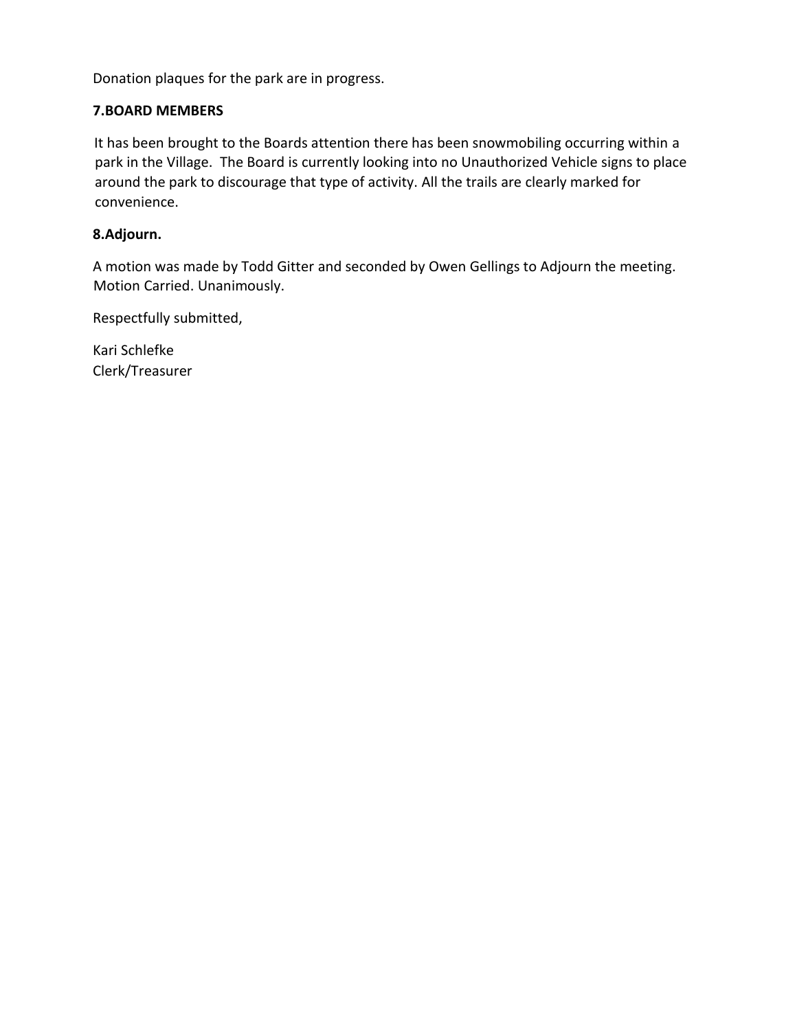Donation plaques for the park are in progress.

**7.BOARD MEMBERS**

It has been brought to the Boards attention there has been snowmobiling occurring within a park in the Village. The Board is currently looking into no Unauthorized Vehicle signs to place around the park to discourage that type of activity. All the trails are clearly marked for convenience.

**8.Adjourn.**

A motion was made by Todd Gitter and seconded by Owen Gellings to Adjourn the meeting. Motion Carried. Unanimously.

Respectfully submitted,

Kari Schlefke
Clerk/Treasurer